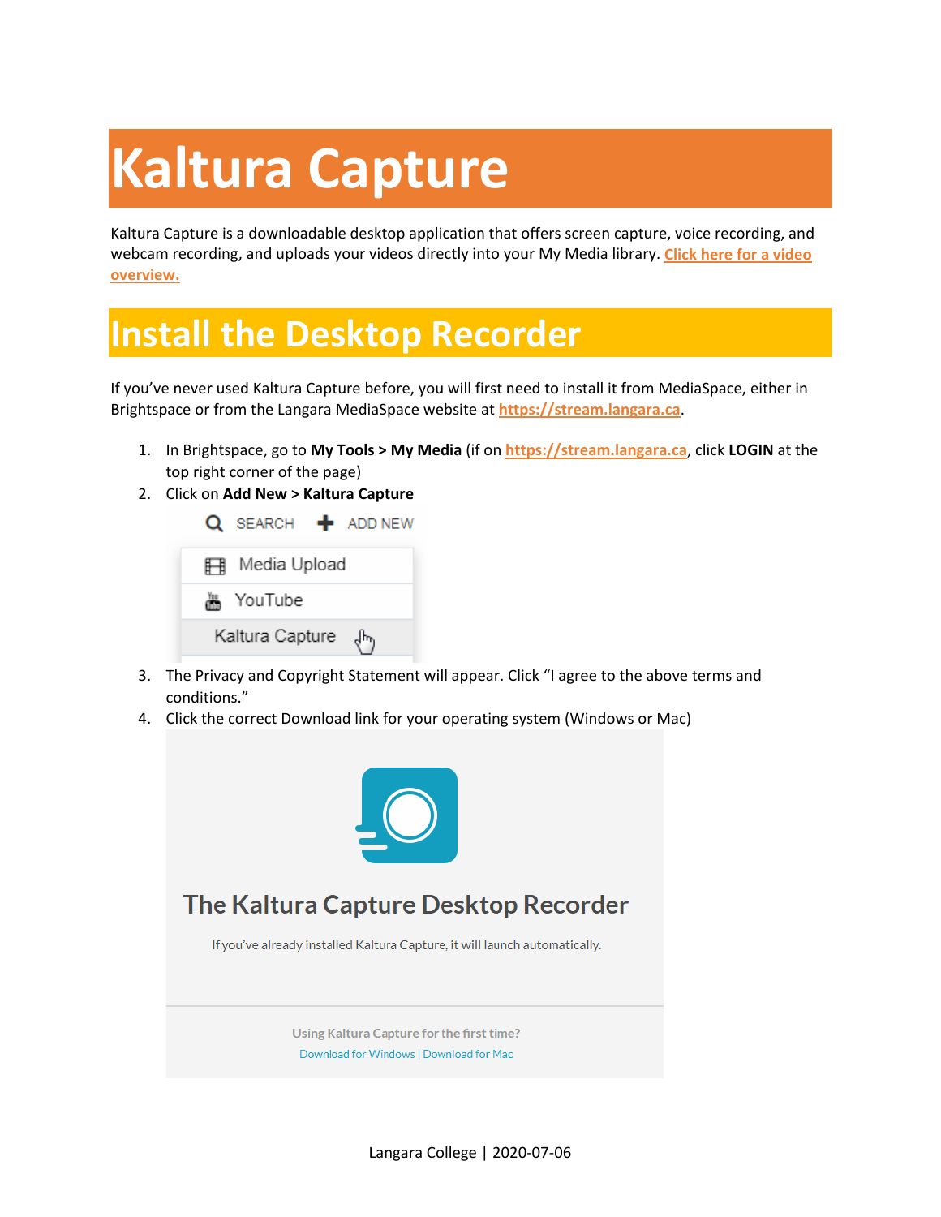# Kaltura Capture

Kaltura Capture is a downloadable desktop application that offers screen capture, voice recording, and webcam recording, and uploads your videos directly into your My Media library. [Click here for a video overview.]()

## Install the Desktop Recorder

If you've never used Kaltura Capture before, you will first need to install it from MediaSpace, either in Brightspace or from the Langara MediaSpace website at [https://stream.langara.ca](https://stream.langara.ca).

1. In Brightspace, go to **My Tools > My Media** (if on [https://stream.langara.ca](https://stream.langara.ca), click **LOGIN** at the top right corner of the page)
2. Click on **Add New > Kaltura Capture**
3. The Privacy and Copyright Statement will appear. Click "I agree to the above terms and conditions."
4. Click the correct Download link for your operating system (Windows or Mac)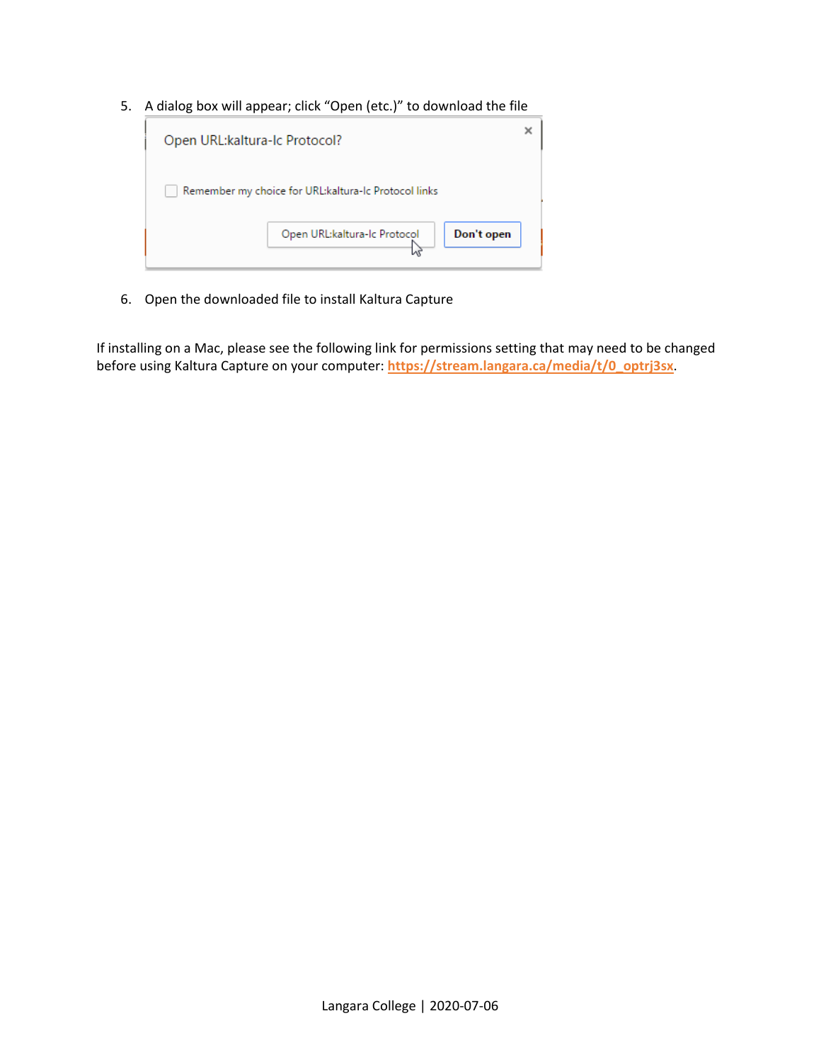5. A dialog box will appear; click "Open (etc.)" to download the file

6. Open the downloaded file to install Kaltura Capture

If installing on a Mac, please see the following link for permissions setting that may need to be changed before using Kaltura Capture on your computer: **https://stream.langara.ca/media/t/0_optrj3sx**.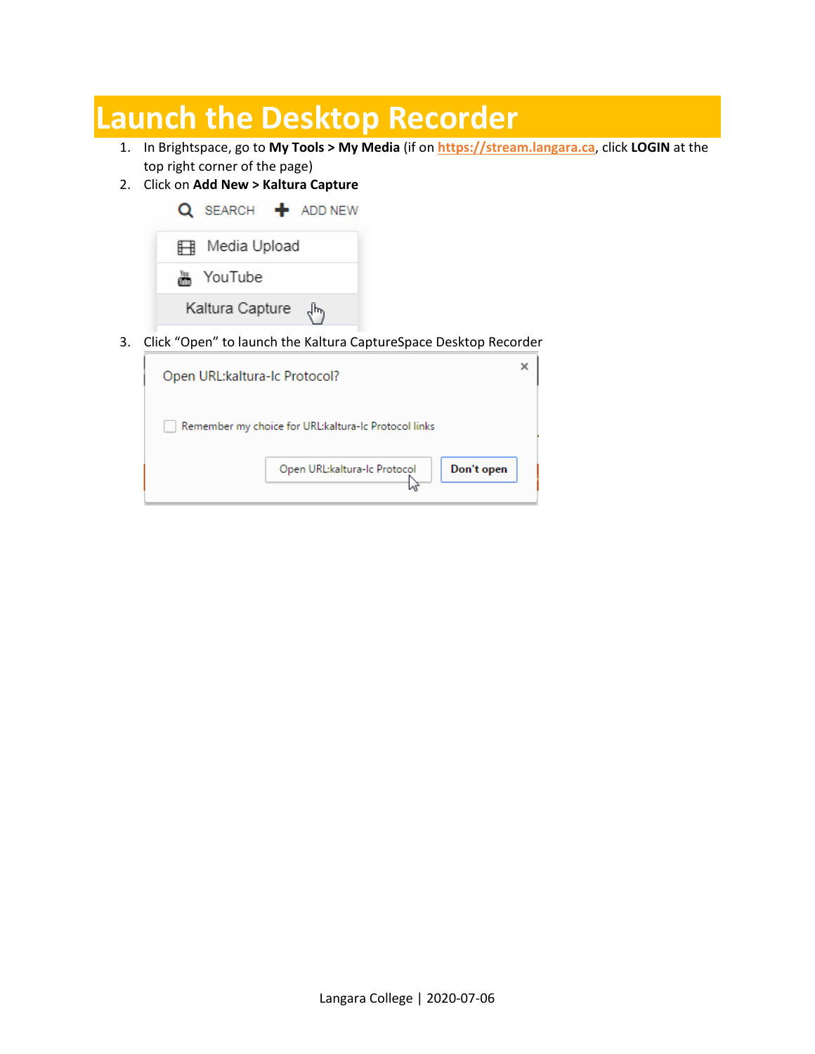# Launch the Desktop Recorder

1. In Brightspace, go to **My Tools > My Media** (if on **https://stream.langara.ca**, click **LOGIN** at the top right corner of the page)
2. Click on **Add New > Kaltura Capture**
3. Click "Open" to launch the Kaltura CaptureSpace Desktop Recorder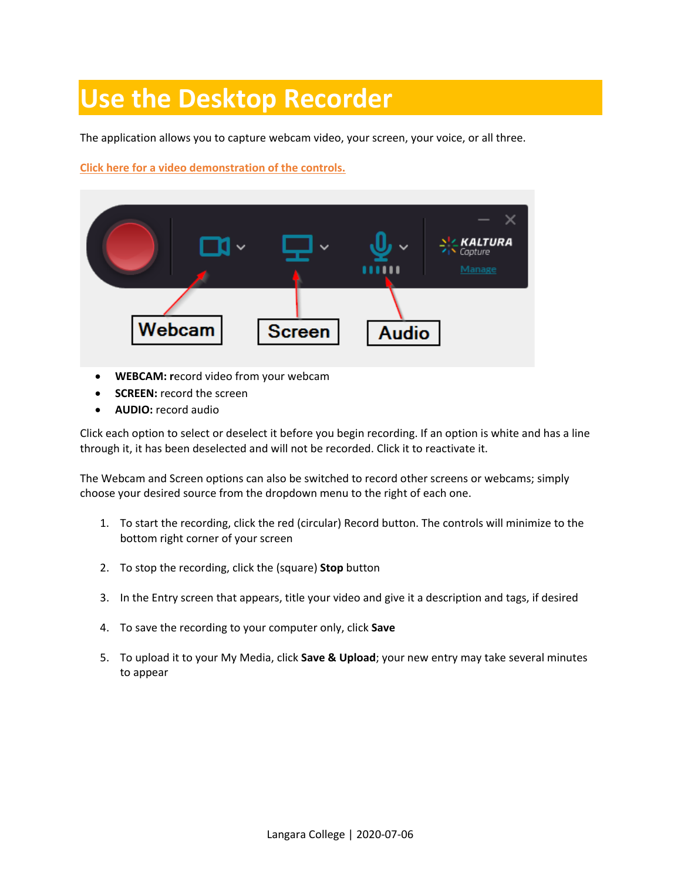# Use the Desktop Recorder

The application allows you to capture webcam video, your screen, your voice, or all three.

Click here for a video demonstration of the controls.

- **WEBCAM: r**ecord video from your webcam
- **SCREEN:** record the screen
- **AUDIO:** record audio

Click each option to select or deselect it before you begin recording. If an option is white and has a line through it, it has been deselected and will not be recorded. Click it to reactivate it.

The Webcam and Screen options can also be switched to record other screens or webcams; simply choose your desired source from the dropdown menu to the right of each one.

1. To start the recording, click the red (circular) Record button. The controls will minimize to the bottom right corner of your screen
2. To stop the recording, click the (square) **Stop** button
3. In the Entry screen that appears, title your video and give it a description and tags, if desired
4. To save the recording to your computer only, click **Save**
5. To upload it to your My Media, click **Save & Upload**; your new entry may take several minutes to appear